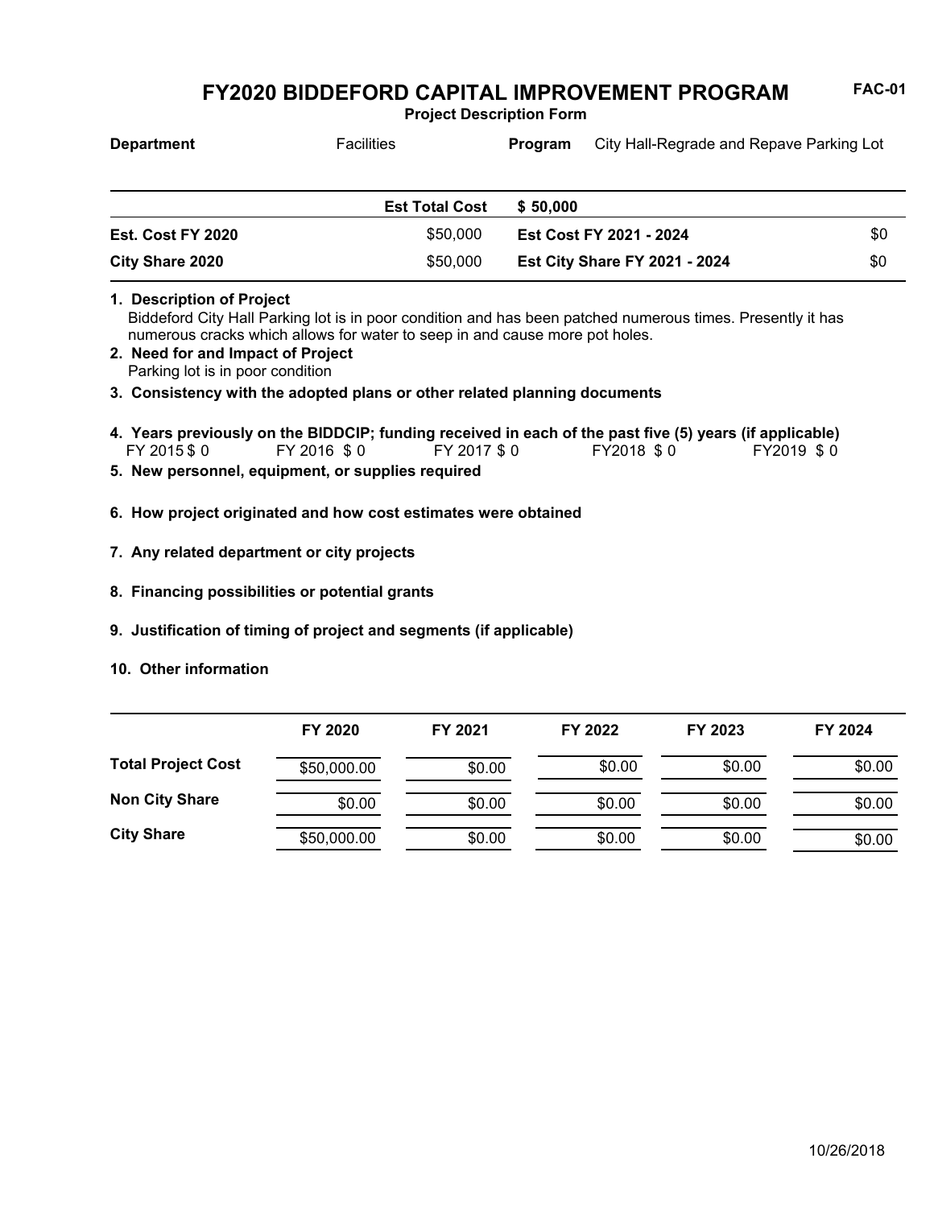# FY2020 BIDDEFORD CAPITAL IMPROVEMENT PROGRAM

FAC-01

**Project Description Form**

| **Department** | Facilities | **Program** | City Hall-Regrade and Repave Parking Lot |
|---|---|---|---|

| | **Est Total Cost** | **$ 50,000** | |
|---|---|---|---|
| **Est. Cost FY 2020** | $50,000 | **Est Cost FY 2021 - 2024** | $0 |
| **City Share 2020** | $50,000 | **Est City Share FY 2021 - 2024** | $0 |

**1. Description of Project**
Biddeford City Hall Parking lot is in poor condition and has been patched numerous times. Presently it has numerous cracks which allows for water to seep in and cause more pot holes.

**2. Need for and Impact of Project**
Parking lot is in poor condition

**3. Consistency with the adopted plans or other related planning documents**

**4. Years previously on the BIDDCIP; funding received in each of the past five (5) years (if applicable)**
FY 2015 $ 0 FY 2016 $ 0 FY 2017 $ 0 FY2018 $ 0 FY2019 $ 0

**5. New personnel, equipment, or supplies required**

**6. How project originated and how cost estimates were obtained**

**7. Any related department or city projects**

**8. Financing possibilities or potential grants**

**9. Justification of timing of project and segments (if applicable)**

**10. Other information**

| | FY 2020 | FY 2021 | FY 2022 | FY 2023 | FY 2024 |
|---|---|---|---|---|---|
| **Total Project Cost** | $50,000.00 | $0.00 | $0.00 | $0.00 | $0.00 |
| **Non City Share** | $0.00 | $0.00 | $0.00 | $0.00 | $0.00 |
| **City Share** | $50,000.00 | $0.00 | $0.00 | $0.00 | $0.00 |

10/26/2018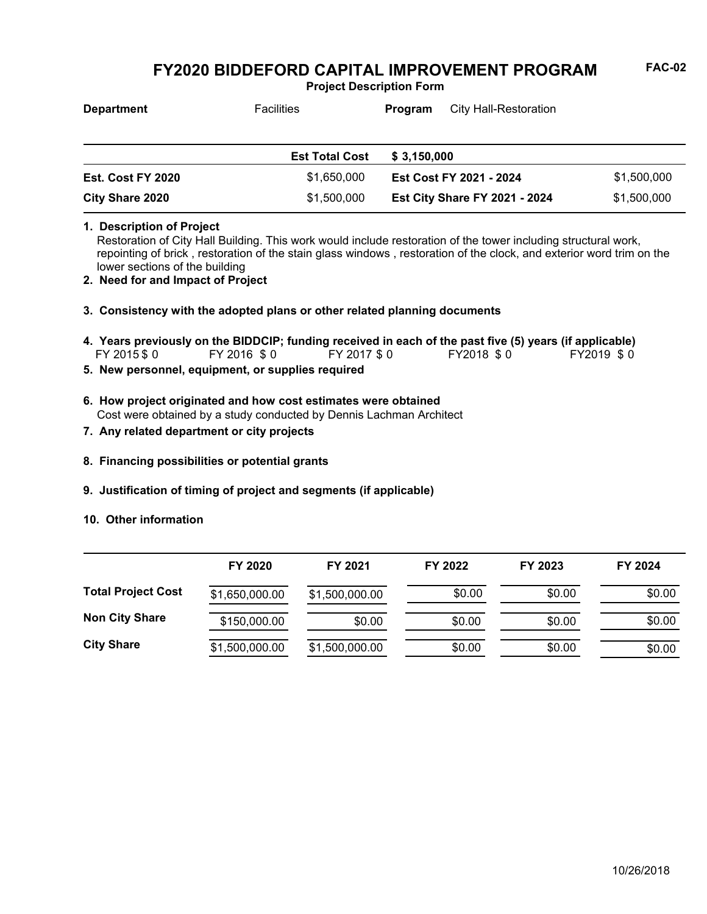# FY2020 BIDDEFORD CAPITAL IMPROVEMENT PROGRAM

FAC-02

**Project Description Form**

**Department** Facilities **Program** City Hall-Restoration

| | | | |
|---|---|---|---|
| | **Est Total Cost** | **$ 3,150,000** | |
| **Est. Cost FY 2020** | $1,650,000 | **Est Cost FY 2021 - 2024** | $1,500,000 |
| **City Share 2020** | $1,500,000 | **Est City Share FY 2021 - 2024** | $1,500,000 |

**1. Description of Project**

Restoration of City Hall Building. This work would include restoration of the tower including structural work, repointing of brick , restoration of the stain glass windows , restoration of the clock, and exterior word trim on the lower sections of the building

**2. Need for and Impact of Project**

**3. Consistency with the adopted plans or other related planning documents**

**4. Years previously on the BIDDCIP; funding received in each of the past five (5) years (if applicable)**

FY 2015 $ 0 FY 2016 $ 0 FY 2017 $ 0 FY2018 $ 0 FY2019 $ 0

**5. New personnel, equipment, or supplies required**

**6. How project originated and how cost estimates were obtained**

Cost were obtained by a study conducted by Dennis Lachman Architect

**7. Any related department or city projects**

**8. Financing possibilities or potential grants**

**9. Justification of timing of project and segments (if applicable)**

**10. Other information**

| | FY 2020 | FY 2021 | FY 2022 | FY 2023 | FY 2024 |
|---|---|---|---|---|---|
| **Total Project Cost** | $1,650,000.00 | $1,500,000.00 | $0.00 | $0.00 | $0.00 |
| **Non City Share** | $150,000.00 | $0.00 | $0.00 | $0.00 | $0.00 |
| **City Share** | $1,500,000.00 | $1,500,000.00 | $0.00 | $0.00 | $0.00 |

10/26/2018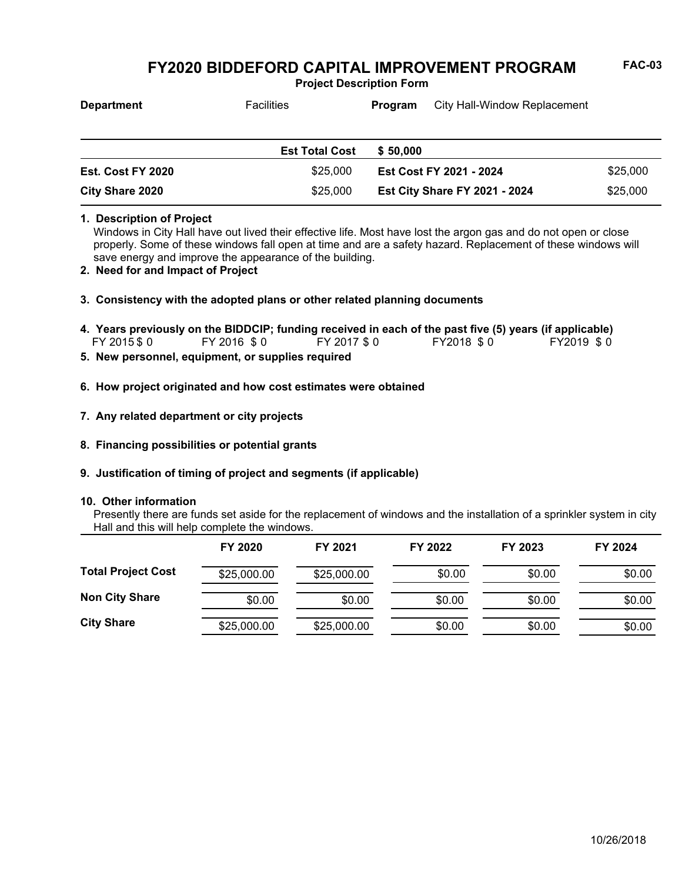# FY2020 BIDDEFORD CAPITAL IMPROVEMENT PROGRAM

**FAC-03**

**Project Description Form**

| **Department** | Facilities | **Program** | City Hall-Window Replacement |
|---|---|---|---|

| | **Est Total Cost** | **$ 50,000** | |
|---|---|---|---|
| **Est. Cost FY 2020** | $25,000 | **Est Cost FY 2021 - 2024** | $25,000 |
| **City Share 2020** | $25,000 | **Est City Share FY 2021 - 2024** | $25,000 |

**1. Description of Project**

Windows in City Hall have out lived their effective life. Most have lost the argon gas and do not open or close properly. Some of these windows fall open at time and are a safety hazard. Replacement of these windows will save energy and improve the appearance of the building.

**2. Need for and Impact of Project**

**3. Consistency with the adopted plans or other related planning documents**

**4. Years previously on the BIDDCIP; funding received in each of the past five (5) years (if applicable)**

FY 2015 $ 0 FY 2016 $ 0 FY 2017 $ 0 FY2018 $ 0 FY2019 $ 0

**5. New personnel, equipment, or supplies required**

**6. How project originated and how cost estimates were obtained**

**7. Any related department or city projects**

**8. Financing possibilities or potential grants**

**9. Justification of timing of project and segments (if applicable)**

**10. Other information**

Presently there are funds set aside for the replacement of windows and the installation of a sprinkler system in city Hall and this will help complete the windows.

| | **FY 2020** | **FY 2021** | **FY 2022** | **FY 2023** | **FY 2024** |
|---|---|---|---|---|---|
| **Total Project Cost** | $25,000.00 | $25,000.00 | $0.00 | $0.00 | $0.00 |
| **Non City Share** | $0.00 | $0.00 | $0.00 | $0.00 | $0.00 |
| **City Share** | $25,000.00 | $25,000.00 | $0.00 | $0.00 | $0.00 |

10/26/2018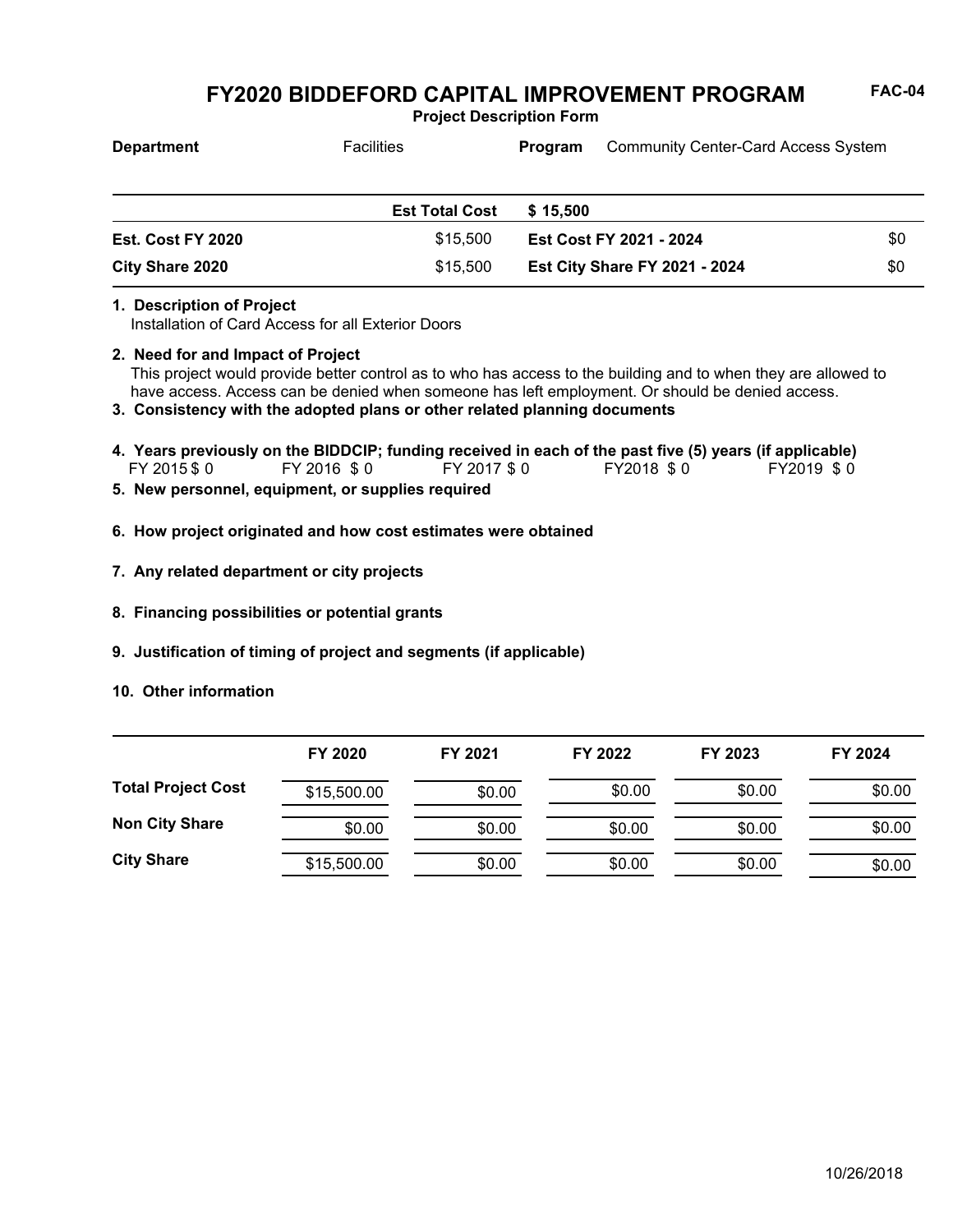# FY2020 BIDDEFORD CAPITAL IMPROVEMENT PROGRAM

FAC-04

**Project Description Form**

| **Department** | Facilities | **Program** | Community Center-Card Access System |
|---|---|---|---|

| | **Est Total Cost** | **$ 15,500** | |
|---|---|---|---|
| **Est. Cost FY 2020** | $15,500 | **Est Cost FY 2021 - 2024** | $0 |
| **City Share 2020** | $15,500 | **Est City Share FY 2021 - 2024** | $0 |

**1. Description of Project**
Installation of Card Access for all Exterior Doors

**2. Need for and Impact of Project**
This project would provide better control as to who has access to the building and to when they are allowed to have access. Access can be denied when someone has left employment. Or should be denied access.

**3. Consistency with the adopted plans or other related planning documents**

**4. Years previously on the BIDDCIP; funding received in each of the past five (5) years (if applicable)**
FY 2015 $ 0 FY 2016 $ 0 FY 2017 $ 0 FY2018 $ 0 FY2019 $ 0

**5. New personnel, equipment, or supplies required**

**6. How project originated and how cost estimates were obtained**

**7. Any related department or city projects**

**8. Financing possibilities or potential grants**

**9. Justification of timing of project and segments (if applicable)**

**10. Other information**

| | FY 2020 | FY 2021 | FY 2022 | FY 2023 | FY 2024 |
|---|---|---|---|---|---|
| **Total Project Cost** | $15,500.00 | $0.00 | $0.00 | $0.00 | $0.00 |
| **Non City Share** | $0.00 | $0.00 | $0.00 | $0.00 | $0.00 |
| **City Share** | $15,500.00 | $0.00 | $0.00 | $0.00 | $0.00 |

10/26/2018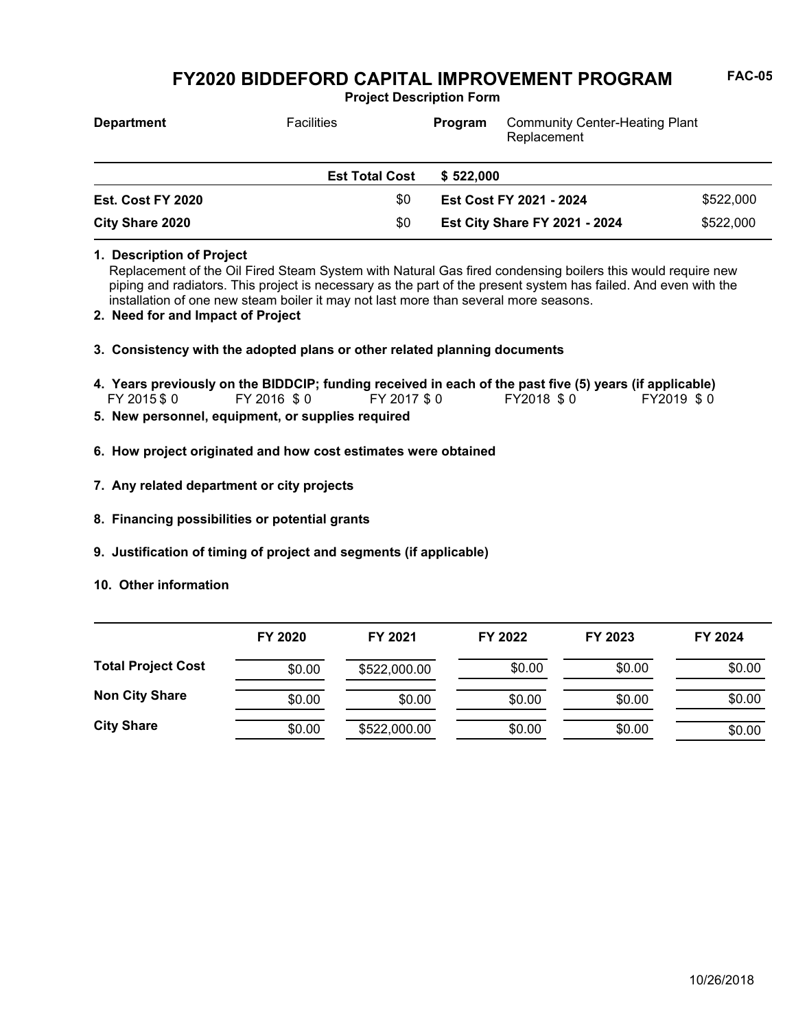# FY2020 BIDDEFORD CAPITAL IMPROVEMENT PROGRAM

FAC-05

**Project Description Form**

| **Department** | Facilities | **Program** | Community Center-Heating Plant Replacement |
|---|---|---|---|

| | **Est Total Cost** | **$ 522,000** | |
|---|---|---|---|
| **Est. Cost FY 2020** | $0 | **Est Cost FY 2021 - 2024** | $522,000 |
| **City Share 2020** | $0 | **Est City Share FY 2021 - 2024** | $522,000 |

**1. Description of Project**

Replacement of the Oil Fired Steam System with Natural Gas fired condensing boilers this would require new piping and radiators. This project is necessary as the part of the present system has failed. And even with the installation of one new steam boiler it may not last more than several more seasons.

**2. Need for and Impact of Project**

**3. Consistency with the adopted plans or other related planning documents**

**4. Years previously on the BIDDCIP; funding received in each of the past five (5) years (if applicable)**

FY 2015 $ 0 FY 2016 $ 0 FY 2017 $ 0 FY2018 $ 0 FY2019 $ 0

**5. New personnel, equipment, or supplies required**

**6. How project originated and how cost estimates were obtained**

**7. Any related department or city projects**

**8. Financing possibilities or potential grants**

**9. Justification of timing of project and segments (if applicable)**

**10. Other information**

| | FY 2020 | FY 2021 | FY 2022 | FY 2023 | FY 2024 |
|---|---|---|---|---|---|
| **Total Project Cost** | $0.00 | $522,000.00 | $0.00 | $0.00 | $0.00 |
| **Non City Share** | $0.00 | $0.00 | $0.00 | $0.00 | $0.00 |
| **City Share** | $0.00 | $522,000.00 | $0.00 | $0.00 | $0.00 |

10/26/2018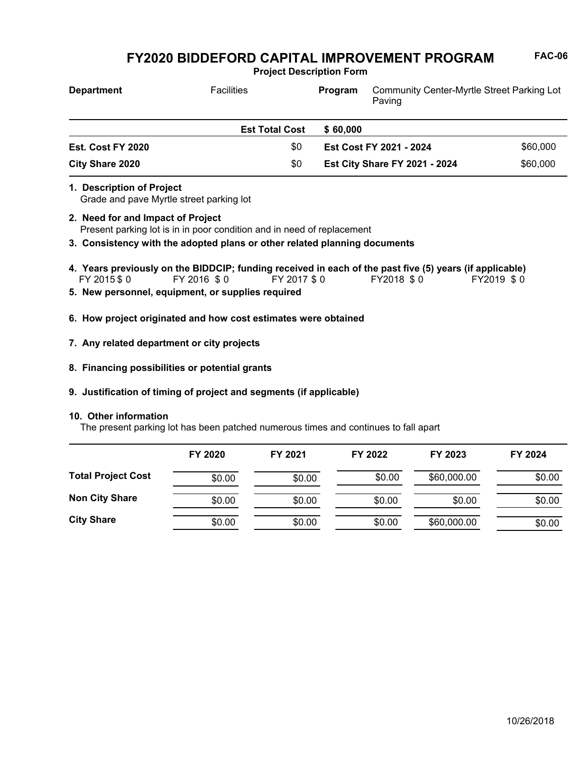# FY2020 BIDDEFORD CAPITAL IMPROVEMENT PROGRAM

**FAC-06**

**Project Description Form**

| **Department** | Facilities | **Program** | Community Center-Myrtle Street Parking Lot Paving |
|---|---|---|---|

| | **Est Total Cost** | **$ 60,000** | |
|---|---|---|---|
| **Est. Cost FY 2020** | $0 | **Est Cost FY 2021 - 2024** | $60,000 |
| **City Share 2020** | $0 | **Est City Share FY 2021 - 2024** | $60,000 |

**1. Description of Project**
Grade and pave Myrtle street parking lot

**2. Need for and Impact of Project**
Present parking lot is in in poor condition and in need of replacement

**3. Consistency with the adopted plans or other related planning documents**

**4. Years previously on the BIDDCIP; funding received in each of the past five (5) years (if applicable)**
FY 2015 $ 0 FY 2016 $ 0 FY 2017 $ 0 FY2018 $ 0 FY2019 $ 0

**5. New personnel, equipment, or supplies required**

**6. How project originated and how cost estimates were obtained**

**7. Any related department or city projects**

**8. Financing possibilities or potential grants**

**9. Justification of timing of project and segments (if applicable)**

**10. Other information**
The present parking lot has been patched numerous times and continues to fall apart

| | FY 2020 | FY 2021 | FY 2022 | FY 2023 | FY 2024 |
|---|---|---|---|---|---|
| **Total Project Cost** | $0.00 | $0.00 | $0.00 | $60,000.00 | $0.00 |
| **Non City Share** | $0.00 | $0.00 | $0.00 | $0.00 | $0.00 |
| **City Share** | $0.00 | $0.00 | $0.00 | $60,000.00 | $0.00 |

10/26/2018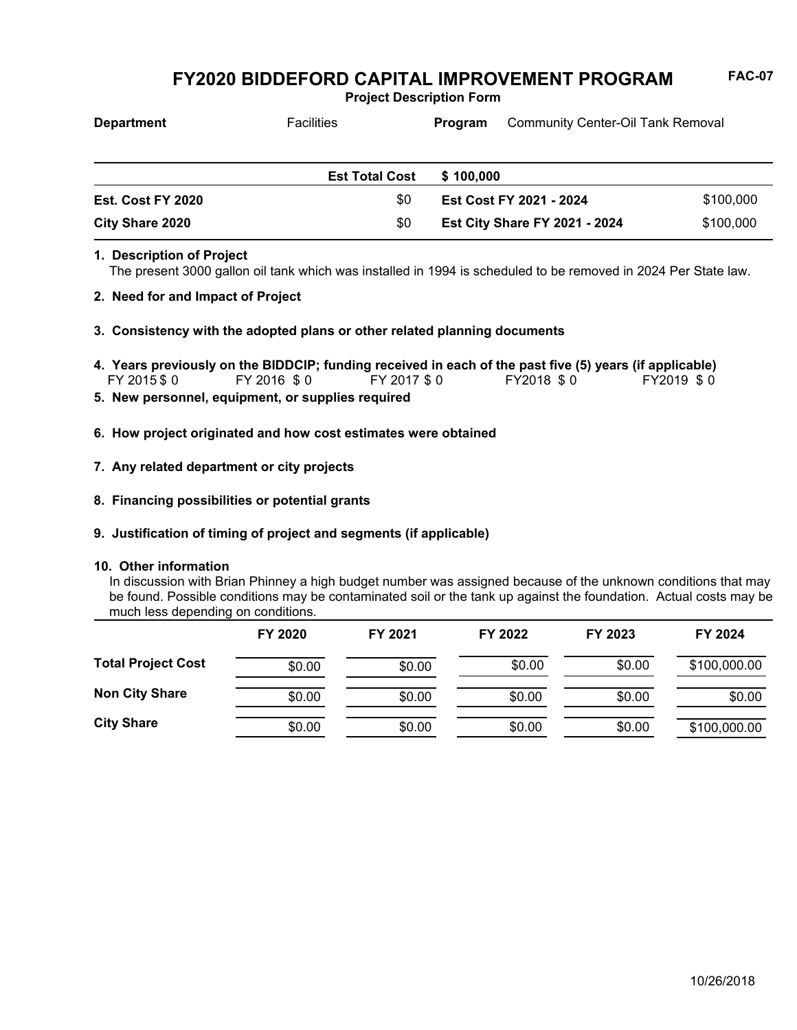# FY2020 BIDDEFORD CAPITAL IMPROVEMENT PROGRAM

**FAC-07**

**Project Description Form**

**Department** Facilities **Program** Community Center-Oil Tank Removal

| | | | |
|---|---|---|---|
| | **Est Total Cost** | **$ 100,000** | |
| **Est. Cost FY 2020** | $0 | **Est Cost FY 2021 - 2024** | $100,000 |
| **City Share 2020** | $0 | **Est City Share FY 2021 - 2024** | $100,000 |

**1. Description of Project**

The present 3000 gallon oil tank which was installed in 1994 is scheduled to be removed in 2024 Per State law.

**2. Need for and Impact of Project**

**3. Consistency with the adopted plans or other related planning documents**

**4. Years previously on the BIDDCIP; funding received in each of the past five (5) years (if applicable)**

FY 2015 $ 0 FY 2016 $ 0 FY 2017 $ 0 FY2018 $ 0 FY2019 $ 0

**5. New personnel, equipment, or supplies required**

**6. How project originated and how cost estimates were obtained**

**7. Any related department or city projects**

**8. Financing possibilities or potential grants**

**9. Justification of timing of project and segments (if applicable)**

**10. Other information**

In discussion with Brian Phinney a high budget number was assigned because of the unknown conditions that may be found. Possible conditions may be contaminated soil or the tank up against the foundation. Actual costs may be much less depending on conditions.

| | FY 2020 | FY 2021 | FY 2022 | FY 2023 | FY 2024 |
|---|---|---|---|---|---|
| **Total Project Cost** | $0.00 | $0.00 | $0.00 | $0.00 | $100,000.00 |
| **Non City Share** | $0.00 | $0.00 | $0.00 | $0.00 | $0.00 |
| **City Share** | $0.00 | $0.00 | $0.00 | $0.00 | $100,000.00 |

10/26/2018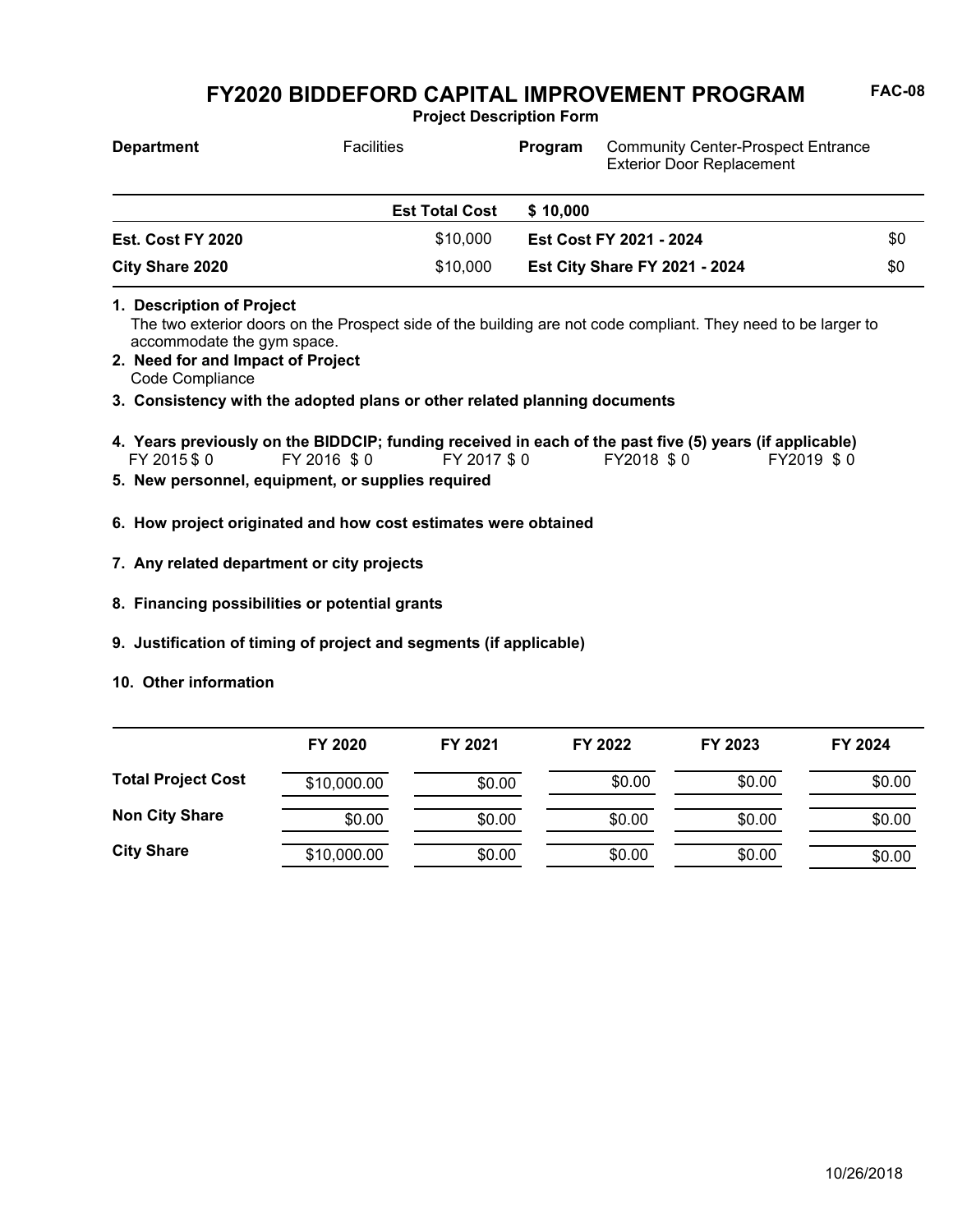# FY2020 BIDDEFORD CAPITAL IMPROVEMENT PROGRAM

FAC-08

**Project Description Form**

| **Department** | Facilities | **Program** | Community Center-Prospect Entrance Exterior Door Replacement |
|---|---|---|---|

| | **Est Total Cost** | **$ 10,000** | |
|---|---|---|---|
| **Est. Cost FY 2020** | $10,000 | **Est Cost FY 2021 - 2024** | $0 |
| **City Share 2020** | $10,000 | **Est City Share FY 2021 - 2024** | $0 |

**1. Description of Project**
The two exterior doors on the Prospect side of the building are not code compliant. They need to be larger to accommodate the gym space.

**2. Need for and Impact of Project**
Code Compliance

**3. Consistency with the adopted plans or other related planning documents**

**4. Years previously on the BIDDCIP; funding received in each of the past five (5) years (if applicable)**
FY 2015 $ 0 FY 2016 $ 0 FY 2017 $ 0 FY2018 $ 0 FY2019 $ 0

**5. New personnel, equipment, or supplies required**

**6. How project originated and how cost estimates were obtained**

**7. Any related department or city projects**

**8. Financing possibilities or potential grants**

**9. Justification of timing of project and segments (if applicable)**

**10. Other information**

| | FY 2020 | FY 2021 | FY 2022 | FY 2023 | FY 2024 |
|---|---|---|---|---|---|
| **Total Project Cost** | $10,000.00 | $0.00 | $0.00 | $0.00 | $0.00 |
| **Non City Share** | $0.00 | $0.00 | $0.00 | $0.00 | $0.00 |
| **City Share** | $10,000.00 | $0.00 | $0.00 | $0.00 | $0.00 |

10/26/2018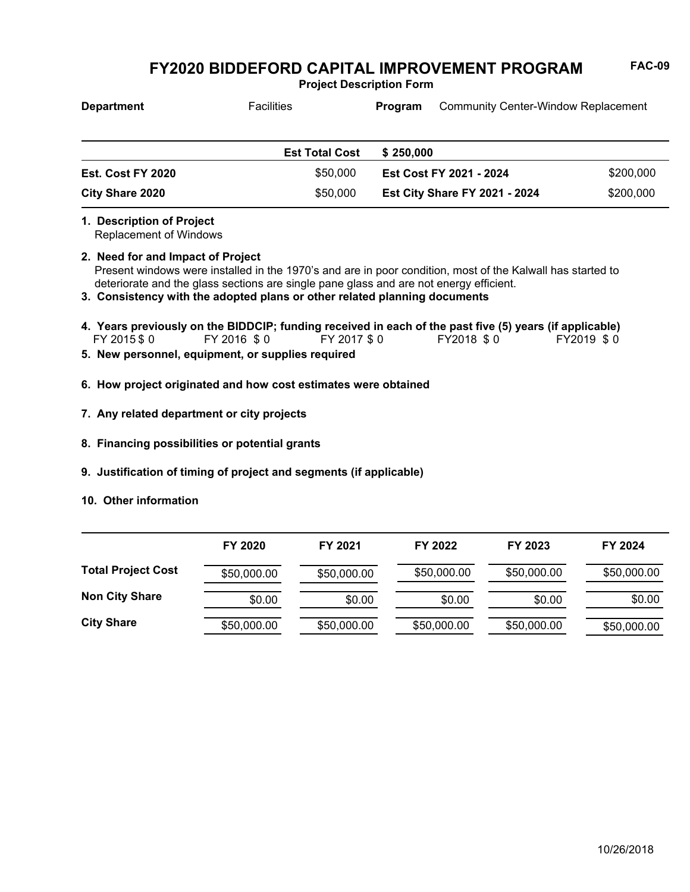# FY2020 BIDDEFORD CAPITAL IMPROVEMENT PROGRAM

**FAC-09**

**Project Description Form**

| **Department** | Facilities | **Program** | Community Center-Window Replacement |
|---|---|---|---|

| | **Est Total Cost** | **$ 250,000** | |
|---|---|---|---|
| **Est. Cost FY 2020** | $50,000 | **Est Cost FY 2021 - 2024** | $200,000 |
| **City Share 2020** | $50,000 | **Est City Share FY 2021 - 2024** | $200,000 |

**1. Description of Project**
Replacement of Windows

**2. Need for and Impact of Project**
Present windows were installed in the 1970's and are in poor condition, most of the Kalwall has started to deteriorate and the glass sections are single pane glass and are not energy efficient.

**3. Consistency with the adopted plans or other related planning documents**

**4. Years previously on the BIDDCIP; funding received in each of the past five (5) years (if applicable)**
FY 2015 $ 0 FY 2016 $ 0 FY 2017 $ 0 FY2018 $ 0 FY2019 $ 0

**5. New personnel, equipment, or supplies required**

**6. How project originated and how cost estimates were obtained**

**7. Any related department or city projects**

**8. Financing possibilities or potential grants**

**9. Justification of timing of project and segments (if applicable)**

**10. Other information**

| | **FY 2020** | **FY 2021** | **FY 2022** | **FY 2023** | **FY 2024** |
|---|---|---|---|---|---|
| **Total Project Cost** | $50,000.00 | $50,000.00 | $50,000.00 | $50,000.00 | $50,000.00 |
| **Non City Share** | $0.00 | $0.00 | $0.00 | $0.00 | $0.00 |
| **City Share** | $50,000.00 | $50,000.00 | $50,000.00 | $50,000.00 | $50,000.00 |

10/26/2018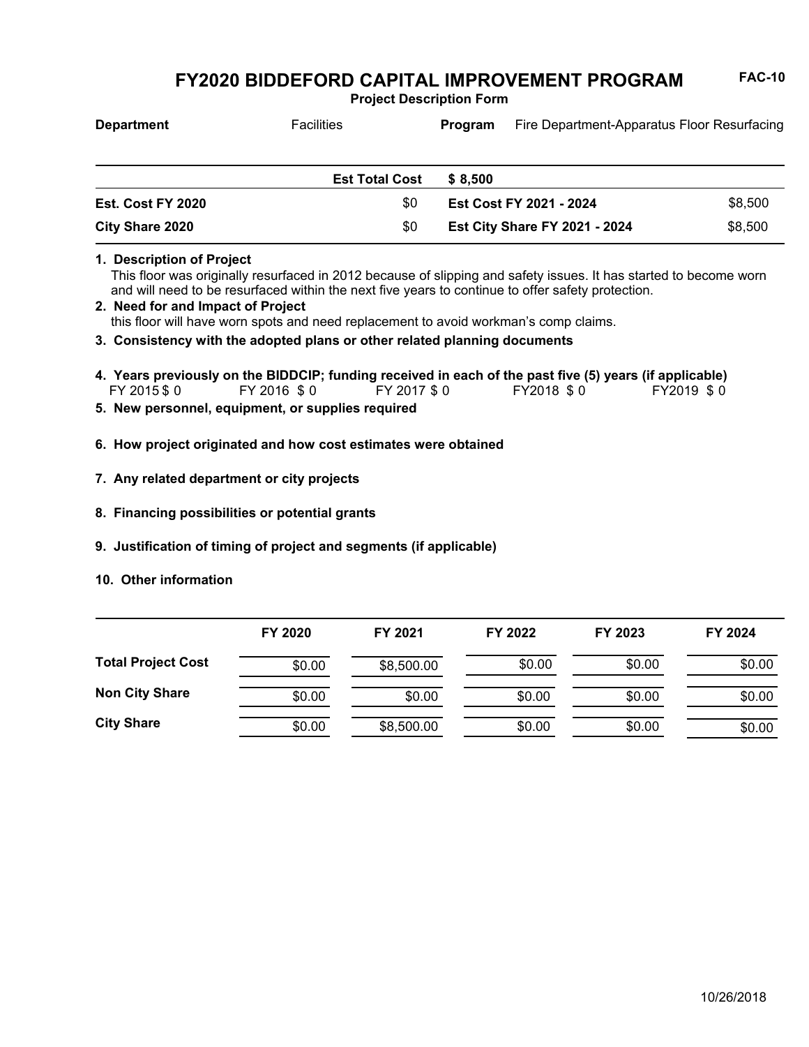# FY2020 BIDDEFORD CAPITAL IMPROVEMENT PROGRAM

**Project Description Form**

FAC-10

**Department** Facilities **Program** Fire Department-Apparatus Floor Resurfacing

| | | | |
|---|---|---|---|
| | **Est Total Cost** | **$ 8,500** | |
| **Est. Cost FY 2020** | $0 | **Est Cost FY 2021 - 2024** | $8,500 |
| **City Share 2020** | $0 | **Est City Share FY 2021 - 2024** | $8,500 |

**1. Description of Project**
This floor was originally resurfaced in 2012 because of slipping and safety issues. It has started to become worn and will need to be resurfaced within the next five years to continue to offer safety protection.

**2. Need for and Impact of Project**
this floor will have worn spots and need replacement to avoid workman's comp claims.

**3. Consistency with the adopted plans or other related planning documents**

**4. Years previously on the BIDDCIP; funding received in each of the past five (5) years (if applicable)**
FY 2015 $ 0 FY 2016 $ 0 FY 2017 $ 0 FY2018 $ 0 FY2019 $ 0

**5. New personnel, equipment, or supplies required**

**6. How project originated and how cost estimates were obtained**

**7. Any related department or city projects**

**8. Financing possibilities or potential grants**

**9. Justification of timing of project and segments (if applicable)**

**10. Other information**

| | FY 2020 | FY 2021 | FY 2022 | FY 2023 | FY 2024 |
|---|---|---|---|---|---|
| **Total Project Cost** | $0.00 | $8,500.00 | $0.00 | $0.00 | $0.00 |
| **Non City Share** | $0.00 | $0.00 | $0.00 | $0.00 | $0.00 |
| **City Share** | $0.00 | $8,500.00 | $0.00 | $0.00 | $0.00 |

10/26/2018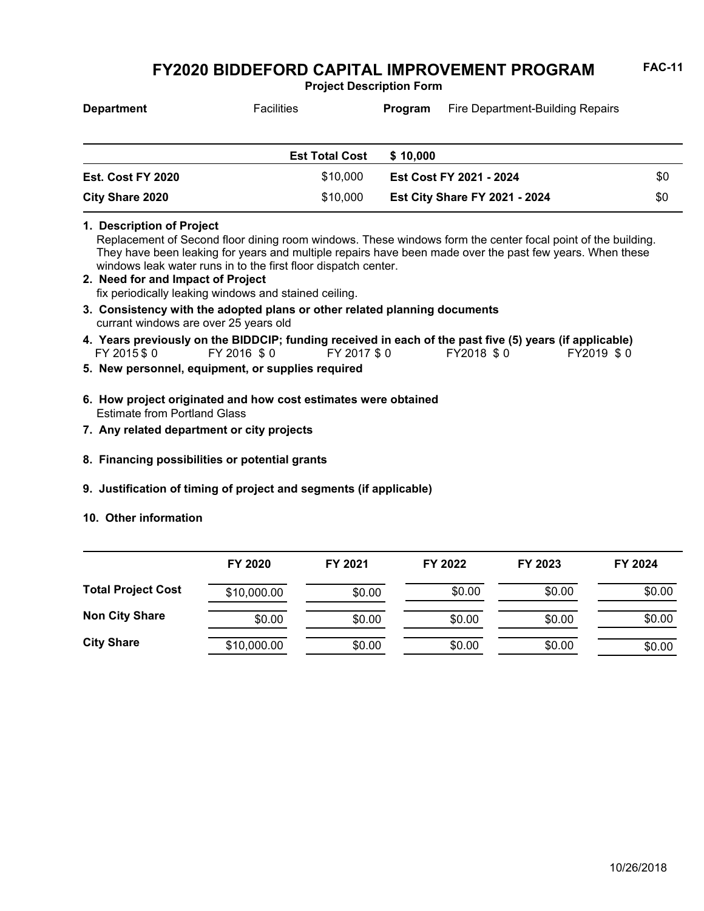# FY2020 BIDDEFORD CAPITAL IMPROVEMENT PROGRAM

FAC-11

**Project Description Form**

**Department** Facilities **Program** Fire Department-Building Repairs

| | | | |
|---|---|---|---|
| | **Est Total Cost** | **$ 10,000** | |
| **Est. Cost FY 2020** | $10,000 | **Est Cost FY 2021 - 2024** | $0 |
| **City Share 2020** | $10,000 | **Est City Share FY 2021 - 2024** | $0 |

**1. Description of Project**
Replacement of Second floor dining room windows. These windows form the center focal point of the building. They have been leaking for years and multiple repairs have been made over the past few years. When these windows leak water runs in to the first floor dispatch center.

**2. Need for and Impact of Project**
fix periodically leaking windows and stained ceiling.

**3. Consistency with the adopted plans or other related planning documents**
currant windows are over 25 years old

**4. Years previously on the BIDDCIP; funding received in each of the past five (5) years (if applicable)**
FY 2015 $ 0 FY 2016 $ 0 FY 2017 $ 0 FY2018 $ 0 FY2019 $ 0

**5. New personnel, equipment, or supplies required**

**6. How project originated and how cost estimates were obtained**
Estimate from Portland Glass

**7. Any related department or city projects**

**8. Financing possibilities or potential grants**

**9. Justification of timing of project and segments (if applicable)**

**10. Other information**

| | FY 2020 | FY 2021 | FY 2022 | FY 2023 | FY 2024 |
|---|---|---|---|---|---|
| **Total Project Cost** | $10,000.00 | $0.00 | $0.00 | $0.00 | $0.00 |
| **Non City Share** | $0.00 | $0.00 | $0.00 | $0.00 | $0.00 |
| **City Share** | $10,000.00 | $0.00 | $0.00 | $0.00 | $0.00 |

10/26/2018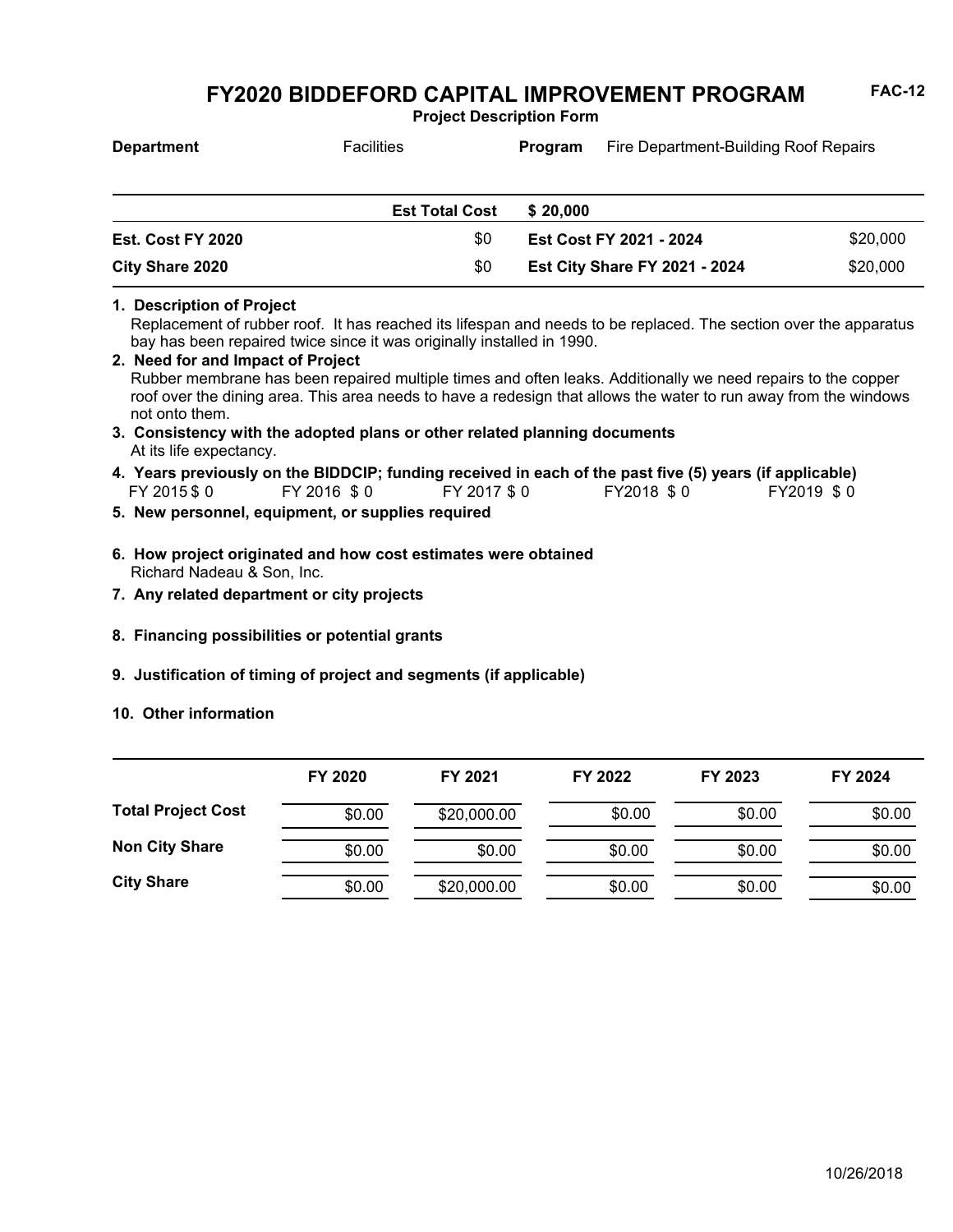# FY2020 BIDDEFORD CAPITAL IMPROVEMENT PROGRAM

**FAC-12**

**Project Description Form**

| **Department** | Facilities | **Program** | Fire Department-Building Roof Repairs |
|---|---|---|---|

| | | | |
|---|---|---|---|
| | **Est Total Cost** | **$ 20,000** | |
| **Est. Cost FY 2020** | $0 | **Est Cost FY 2021 - 2024** | $20,000 |
| **City Share 2020** | $0 | **Est City Share FY 2021 - 2024** | $20,000 |

**1. Description of Project**

Replacement of rubber roof. It has reached its lifespan and needs to be replaced. The section over the apparatus bay has been repaired twice since it was originally installed in 1990.

**2. Need for and Impact of Project**

Rubber membrane has been repaired multiple times and often leaks. Additionally we need repairs to the copper roof over the dining area. This area needs to have a redesign that allows the water to run away from the windows not onto them.

**3. Consistency with the adopted plans or other related planning documents**

At its life expectancy.

**4. Years previously on the BIDDCIP; funding received in each of the past five (5) years (if applicable)**

FY 2015 $ 0 FY 2016 $ 0 FY 2017 $ 0 FY2018 $ 0 FY2019 $ 0

**5. New personnel, equipment, or supplies required**

**6. How project originated and how cost estimates were obtained**

Richard Nadeau & Son, Inc.

**7. Any related department or city projects**

**8. Financing possibilities or potential grants**

**9. Justification of timing of project and segments (if applicable)**

**10. Other information**

| | FY 2020 | FY 2021 | FY 2022 | FY 2023 | FY 2024 |
|---|---|---|---|---|---|
| **Total Project Cost** | $0.00 | $20,000.00 | $0.00 | $0.00 | $0.00 |
| **Non City Share** | $0.00 | $0.00 | $0.00 | $0.00 | $0.00 |
| **City Share** | $0.00 | $20,000.00 | $0.00 | $0.00 | $0.00 |

10/26/2018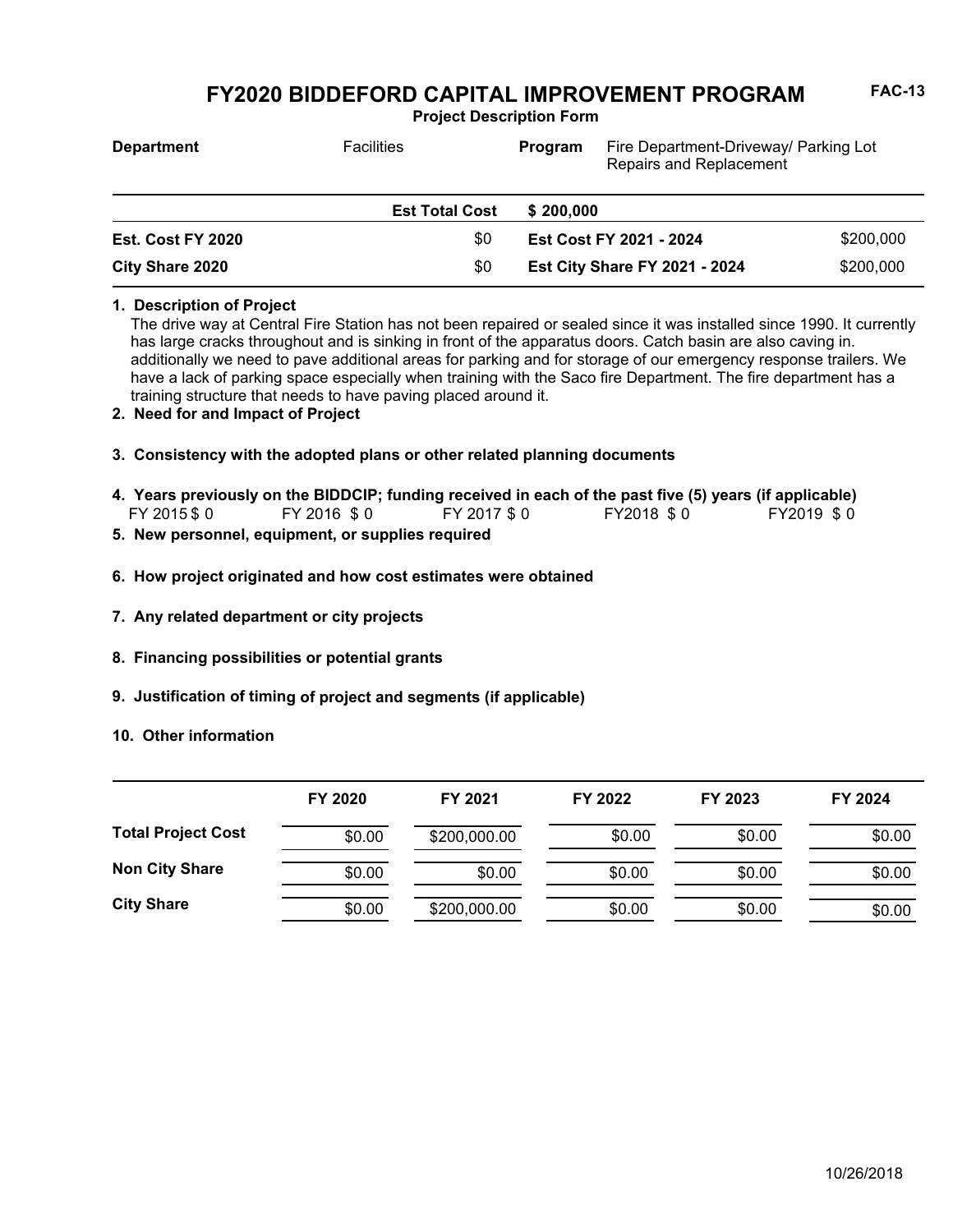# FY2020 BIDDEFORD CAPITAL IMPROVEMENT PROGRAM

FAC-13

**Project Description Form**

| **Department** | Facilities | **Program** | Fire Department-Driveway/ Parking Lot Repairs and Replacement |
|---|---|---|---|

| | **Est Total Cost** | **$ 200,000** | |
|---|---|---|---|
| **Est. Cost FY 2020** | $0 | **Est Cost FY 2021 - 2024** | $200,000 |
| **City Share 2020** | $0 | **Est City Share FY 2021 - 2024** | $200,000 |

**1. Description of Project**

The drive way at Central Fire Station has not been repaired or sealed since it was installed since 1990. It currently has large cracks throughout and is sinking in front of the apparatus doors. Catch basin are also caving in. additionally we need to pave additional areas for parking and for storage of our emergency response trailers. We have a lack of parking space especially when training with the Saco fire Department. The fire department has a training structure that needs to have paving placed around it.

**2. Need for and Impact of Project**

**3. Consistency with the adopted plans or other related planning documents**

**4. Years previously on the BIDDCIP; funding received in each of the past five (5) years (if applicable)**

FY 2015 $ 0 FY 2016 $ 0 FY 2017 $ 0 FY2018 $ 0 FY2019 $ 0

**5. New personnel, equipment, or supplies required**

**6. How project originated and how cost estimates were obtained**

**7. Any related department or city projects**

**8. Financing possibilities or potential grants**

**9. Justification of timing of project and segments (if applicable)**

**10. Other information**

| | FY 2020 | FY 2021 | FY 2022 | FY 2023 | FY 2024 |
|---|---|---|---|---|---|
| **Total Project Cost** | $0.00 | $200,000.00 | $0.00 | $0.00 | $0.00 |
| **Non City Share** | $0.00 | $0.00 | $0.00 | $0.00 | $0.00 |
| **City Share** | $0.00 | $200,000.00 | $0.00 | $0.00 | $0.00 |

10/26/2018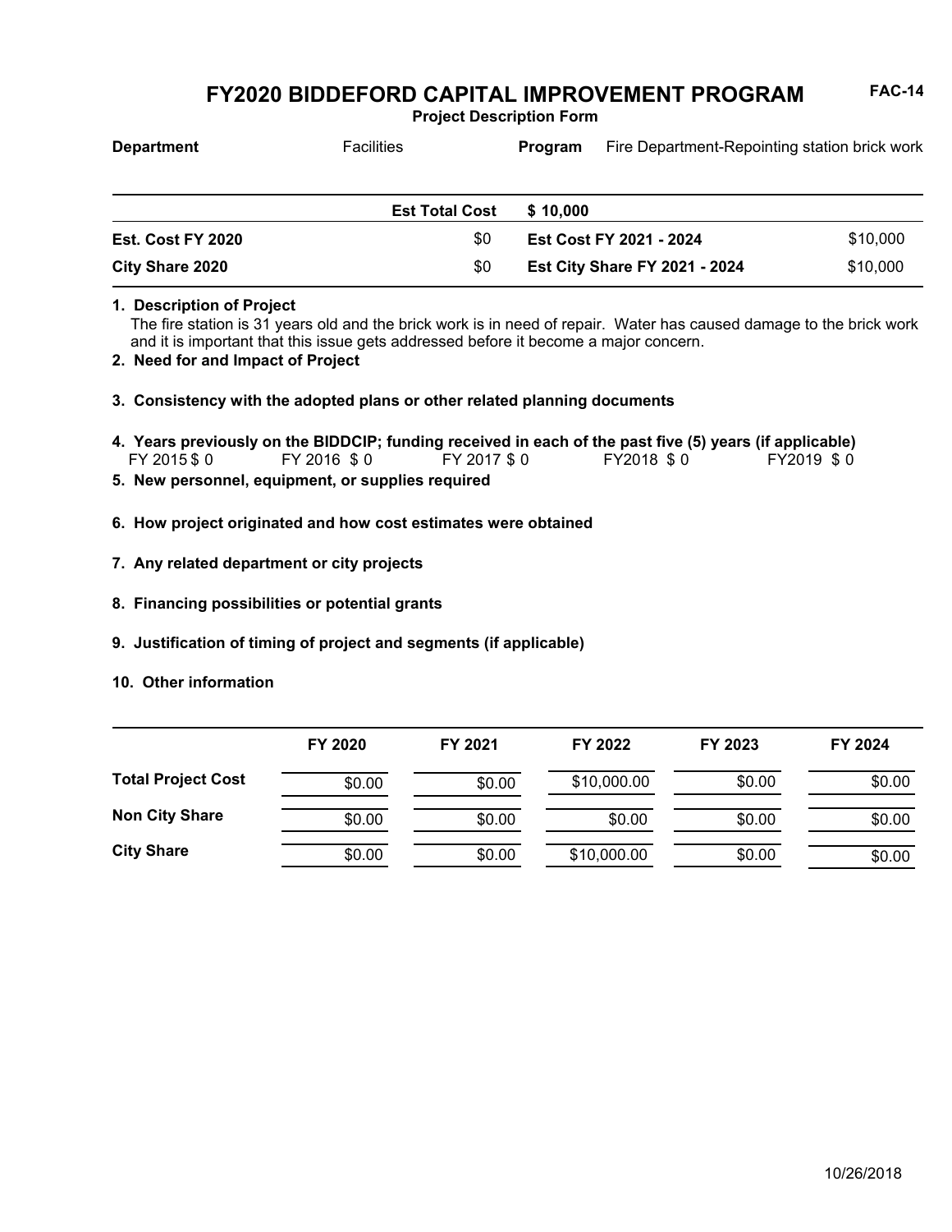# FY2020 BIDDEFORD CAPITAL IMPROVEMENT PROGRAM

FAC-14

**Project Description Form**

| **Department** | Facilities | **Program** | Fire Department-Repointing station brick work |
|---|---|---|---|

| | **Est Total Cost** | **$ 10,000** | |
|---|---|---|---|
| **Est. Cost FY 2020** | $0 | **Est Cost FY 2021 - 2024** | $10,000 |
| **City Share 2020** | $0 | **Est City Share FY 2021 - 2024** | $10,000 |

**1. Description of Project**

The fire station is 31 years old and the brick work is in need of repair. Water has caused damage to the brick work and it is important that this issue gets addressed before it become a major concern.

**2. Need for and Impact of Project**

**3. Consistency with the adopted plans or other related planning documents**

**4. Years previously on the BIDDCIP; funding received in each of the past five (5) years (if applicable)**

FY 2015 $ 0 FY 2016 $ 0 FY 2017 $ 0 FY2018 $ 0 FY2019 $ 0

**5. New personnel, equipment, or supplies required**

**6. How project originated and how cost estimates were obtained**

**7. Any related department or city projects**

**8. Financing possibilities or potential grants**

**9. Justification of timing of project and segments (if applicable)**

**10. Other information**

| | FY 2020 | FY 2021 | FY 2022 | FY 2023 | FY 2024 |
|---|---|---|---|---|---|
| **Total Project Cost** | $0.00 | $0.00 | $10,000.00 | $0.00 | $0.00 |
| **Non City Share** | $0.00 | $0.00 | $0.00 | $0.00 | $0.00 |
| **City Share** | $0.00 | $0.00 | $10,000.00 | $0.00 | $0.00 |

10/26/2018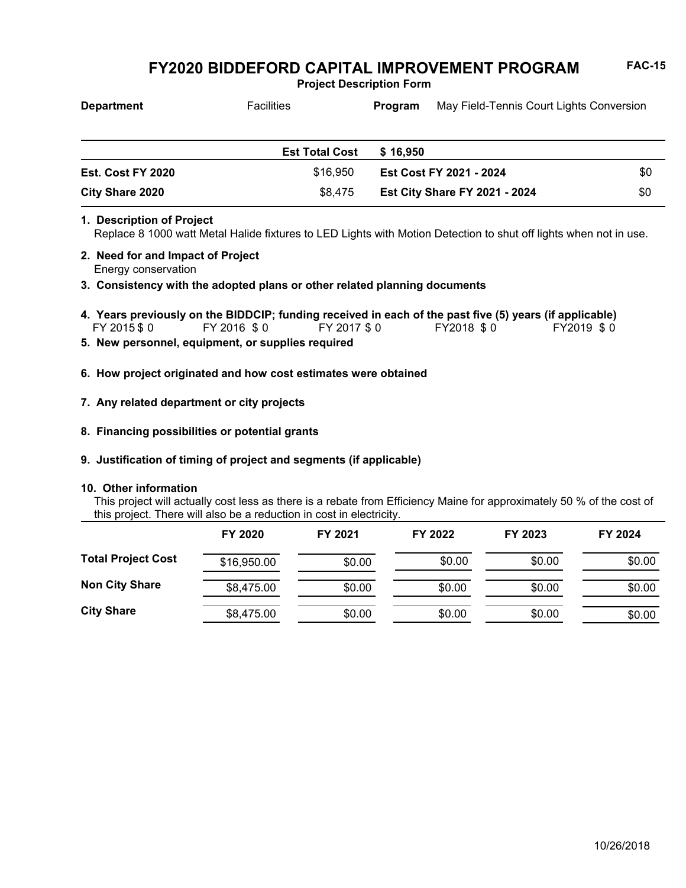# FY2020 BIDDEFORD CAPITAL IMPROVEMENT PROGRAM

**FAC-15**

**Project Description Form**

| **Department** | Facilities | **Program** | May Field-Tennis Court Lights Conversion |
| --- | --- | --- | --- |

| | | | |
| --- | --- | --- | --- |
| | **Est Total Cost** | **$ 16,950** | |
| **Est. Cost FY 2020** | $16,950 | **Est Cost FY 2021 - 2024** | $0 |
| **City Share 2020** | $8,475 | **Est City Share FY 2021 - 2024** | $0 |

**1. Description of Project**

Replace 8 1000 watt Metal Halide fixtures to LED Lights with Motion Detection to shut off lights when not in use.

**2. Need for and Impact of Project**

Energy conservation

**3. Consistency with the adopted plans or other related planning documents**

**4. Years previously on the BIDDCIP; funding received in each of the past five (5) years (if applicable)**

FY 2015 $ 0 FY 2016 $ 0 FY 2017 $ 0 FY2018 $ 0 FY2019 $ 0

**5. New personnel, equipment, or supplies required**

**6. How project originated and how cost estimates were obtained**

**7. Any related department or city projects**

**8. Financing possibilities or potential grants**

**9. Justification of timing of project and segments (if applicable)**

**10. Other information**

This project will actually cost less as there is a rebate from Efficiency Maine for approximately 50 % of the cost of this project. There will also be a reduction in cost in electricity.

| | FY 2020 | FY 2021 | FY 2022 | FY 2023 | FY 2024 |
| --- | --- | --- | --- | --- | --- |
| **Total Project Cost** | $16,950.00 | $0.00 | $0.00 | $0.00 | $0.00 |
| **Non City Share** | $8,475.00 | $0.00 | $0.00 | $0.00 | $0.00 |
| **City Share** | $8,475.00 | $0.00 | $0.00 | $0.00 | $0.00 |

10/26/2018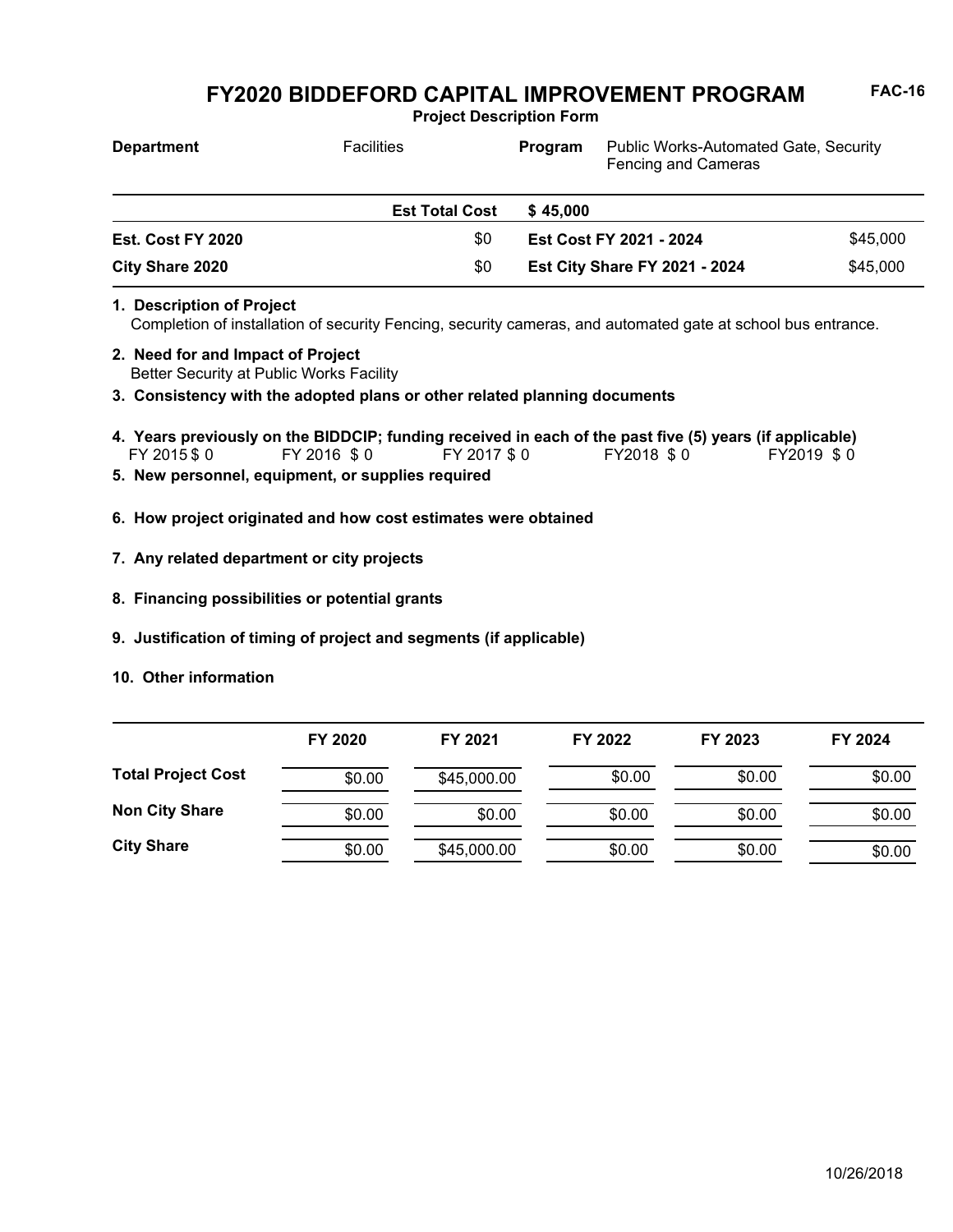# FY2020 BIDDEFORD CAPITAL IMPROVEMENT PROGRAM

FAC-16

**Project Description Form**

| **Department** | Facilities | **Program** | Public Works-Automated Gate, Security Fencing and Cameras |
|---|---|---|---|

| | **Est Total Cost** | **$ 45,000** | |
|---|---|---|---|
| **Est. Cost FY 2020** | $0 | **Est Cost FY 2021 - 2024** | $45,000 |
| **City Share 2020** | $0 | **Est City Share FY 2021 - 2024** | $45,000 |

**1. Description of Project**

Completion of installation of security Fencing, security cameras, and automated gate at school bus entrance.

**2. Need for and Impact of Project**

Better Security at Public Works Facility

**3. Consistency with the adopted plans or other related planning documents**

**4. Years previously on the BIDDCIP; funding received in each of the past five (5) years (if applicable)**

FY 2015 $ 0 FY 2016 $ 0 FY 2017 $ 0 FY2018 $ 0 FY2019 $ 0

**5. New personnel, equipment, or supplies required**

**6. How project originated and how cost estimates were obtained**

**7. Any related department or city projects**

**8. Financing possibilities or potential grants**

**9. Justification of timing of project and segments (if applicable)**

**10. Other information**

| | FY 2020 | FY 2021 | FY 2022 | FY 2023 | FY 2024 |
|---|---|---|---|---|---|
| **Total Project Cost** | $0.00 | $45,000.00 | $0.00 | $0.00 | $0.00 |
| **Non City Share** | $0.00 | $0.00 | $0.00 | $0.00 | $0.00 |
| **City Share** | $0.00 | $45,000.00 | $0.00 | $0.00 | $0.00 |

10/26/2018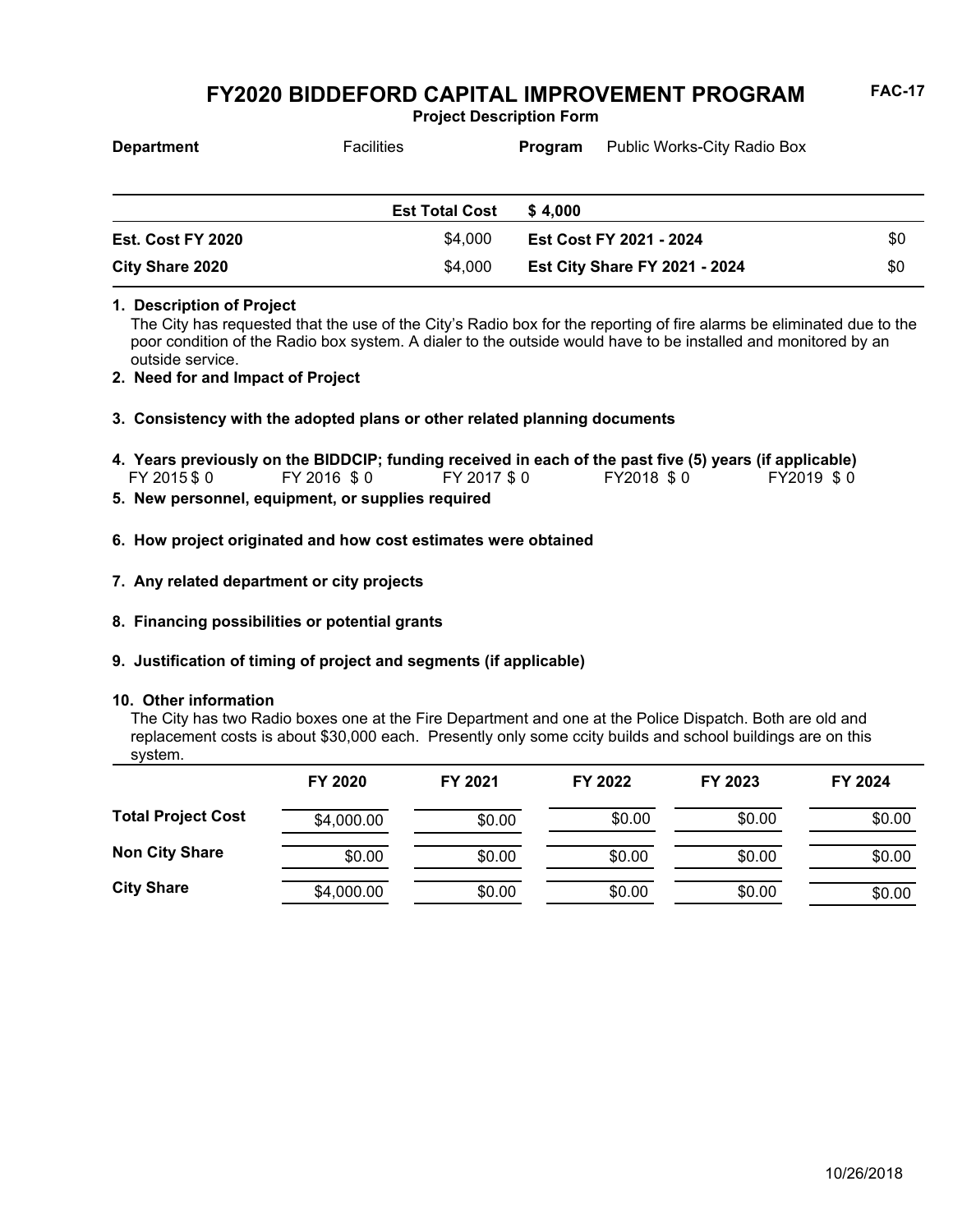# FY2020 BIDDEFORD CAPITAL IMPROVEMENT PROGRAM

FAC-17

**Project Description Form**

| **Department** | Facilities | **Program** | Public Works-City Radio Box |
|---|---|---|---|

| | **Est Total Cost** | **$ 4,000** | |
|---|---|---|---|
| **Est. Cost FY 2020** | $4,000 | **Est Cost FY 2021 - 2024** | $0 |
| **City Share 2020** | $4,000 | **Est City Share FY 2021 - 2024** | $0 |

**1. Description of Project**

The City has requested that the use of the City's Radio box for the reporting of fire alarms be eliminated due to the poor condition of the Radio box system. A dialer to the outside would have to be installed and monitored by an outside service.

**2. Need for and Impact of Project**

**3. Consistency with the adopted plans or other related planning documents**

**4. Years previously on the BIDDCIP; funding received in each of the past five (5) years (if applicable)**

FY 2015 $ 0 FY 2016 $ 0 FY 2017 $ 0 FY2018 $ 0 FY2019 $ 0

**5. New personnel, equipment, or supplies required**

**6. How project originated and how cost estimates were obtained**

**7. Any related department or city projects**

**8. Financing possibilities or potential grants**

**9. Justification of timing of project and segments (if applicable)**

**10. Other information**

The City has two Radio boxes one at the Fire Department and one at the Police Dispatch. Both are old and replacement costs is about $30,000 each. Presently only some ccity builds and school buildings are on this system.

| | FY 2020 | FY 2021 | FY 2022 | FY 2023 | FY 2024 |
|---|---|---|---|---|---|
| **Total Project Cost** | $4,000.00 | $0.00 | $0.00 | $0.00 | $0.00 |
| **Non City Share** | $0.00 | $0.00 | $0.00 | $0.00 | $0.00 |
| **City Share** | $4,000.00 | $0.00 | $0.00 | $0.00 | $0.00 |

10/26/2018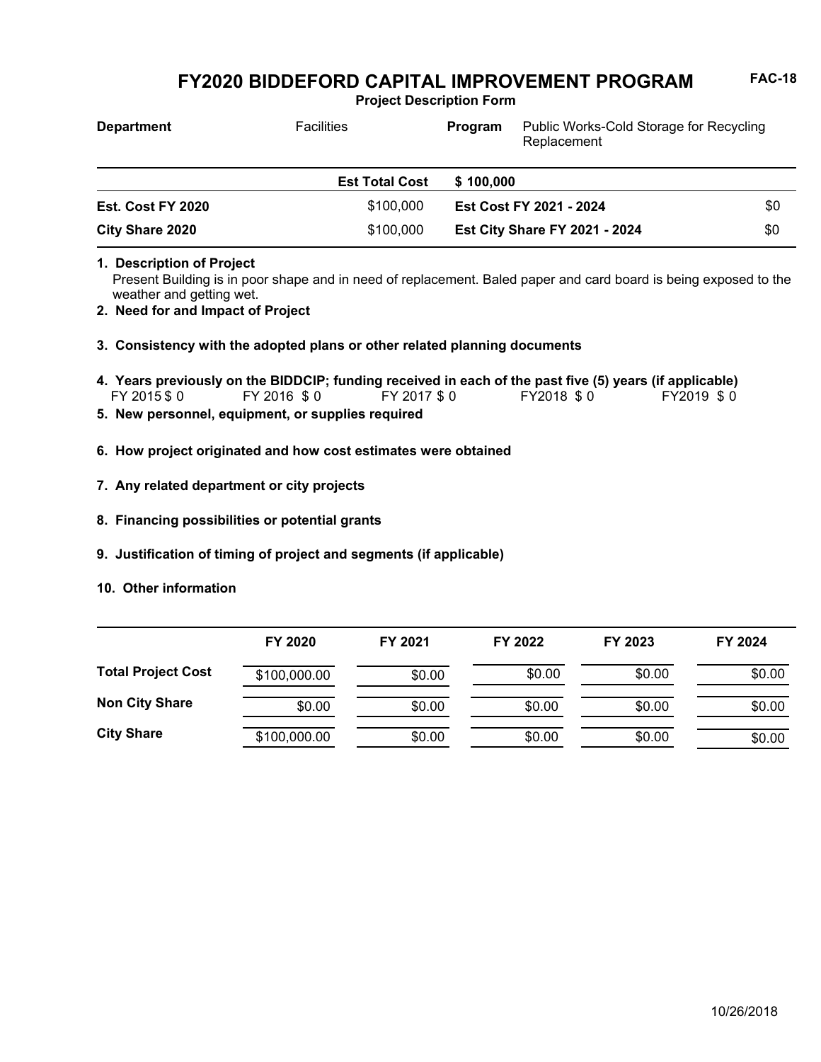# FY2020 BIDDEFORD CAPITAL IMPROVEMENT PROGRAM

FAC-18

**Project Description Form**

| **Department** | Facilities | **Program** | Public Works-Cold Storage for Recycling Replacement |
|---|---|---|---|

| | **Est Total Cost** | **$ 100,000** | |
|---|---|---|---|
| **Est. Cost FY 2020** | $100,000 | **Est Cost FY 2021 - 2024** | $0 |
| **City Share 2020** | $100,000 | **Est City Share FY 2021 - 2024** | $0 |

**1. Description of Project**

Present Building is in poor shape and in need of replacement. Baled paper and card board is being exposed to the weather and getting wet.

**2. Need for and Impact of Project**

**3. Consistency with the adopted plans or other related planning documents**

**4. Years previously on the BIDDCIP; funding received in each of the past five (5) years (if applicable)**

FY 2015 $ 0 FY 2016 $ 0 FY 2017 $ 0 FY2018 $ 0 FY2019 $ 0

**5. New personnel, equipment, or supplies required**

**6. How project originated and how cost estimates were obtained**

**7. Any related department or city projects**

**8. Financing possibilities or potential grants**

**9. Justification of timing of project and segments (if applicable)**

**10. Other information**

| | FY 2020 | FY 2021 | FY 2022 | FY 2023 | FY 2024 |
|---|---|---|---|---|---|
| **Total Project Cost** | $100,000.00 | $0.00 | $0.00 | $0.00 | $0.00 |
| **Non City Share** | $0.00 | $0.00 | $0.00 | $0.00 | $0.00 |
| **City Share** | $100,000.00 | $0.00 | $0.00 | $0.00 | $0.00 |

10/26/2018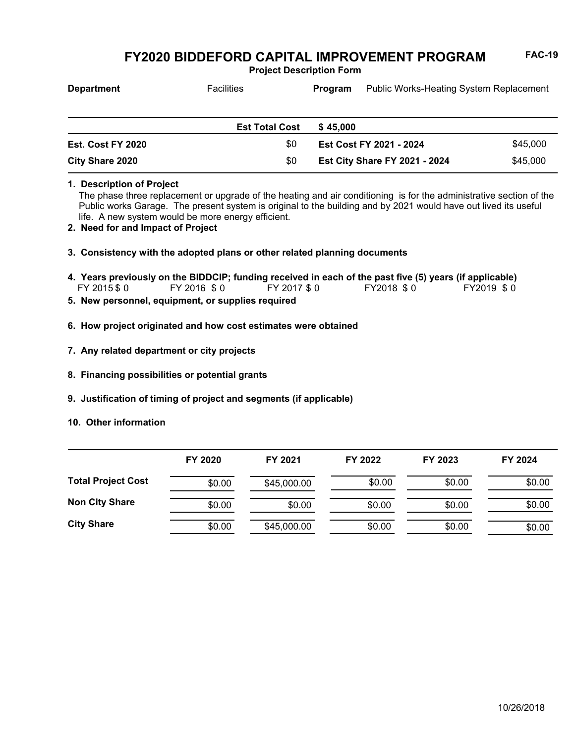# FY2020 BIDDEFORD CAPITAL IMPROVEMENT PROGRAM

**Project Description Form**

**FAC-19**

| **Department** | Facilities | **Program** | Public Works-Heating System Replacement |
|---|---|---|---|

| | **Est Total Cost** | **$ 45,000** | |
|---|---|---|---|
| **Est. Cost FY 2020** | $0 | **Est Cost FY 2021 - 2024** | $45,000 |
| **City Share 2020** | $0 | **Est City Share FY 2021 - 2024** | $45,000 |

**1. Description of Project**

The phase three replacement or upgrade of the heating and air conditioning is for the administrative section of the Public works Garage. The present system is original to the building and by 2021 would have out lived its useful life. A new system would be more energy efficient.

**2. Need for and Impact of Project**

**3. Consistency with the adopted plans or other related planning documents**

**4. Years previously on the BIDDCIP; funding received in each of the past five (5) years (if applicable)**

FY 2015 $ 0 FY 2016 $ 0 FY 2017 $ 0 FY2018 $ 0 FY2019 $ 0

**5. New personnel, equipment, or supplies required**

**6. How project originated and how cost estimates were obtained**

**7. Any related department or city projects**

**8. Financing possibilities or potential grants**

**9. Justification of timing of project and segments (if applicable)**

**10. Other information**

| | **FY 2020** | **FY 2021** | **FY 2022** | **FY 2023** | **FY 2024** |
|---|---|---|---|---|---|
| **Total Project Cost** | $0.00 | $45,000.00 | $0.00 | $0.00 | $0.00 |
| **Non City Share** | $0.00 | $0.00 | $0.00 | $0.00 | $0.00 |
| **City Share** | $0.00 | $45,000.00 | $0.00 | $0.00 | $0.00 |

10/26/2018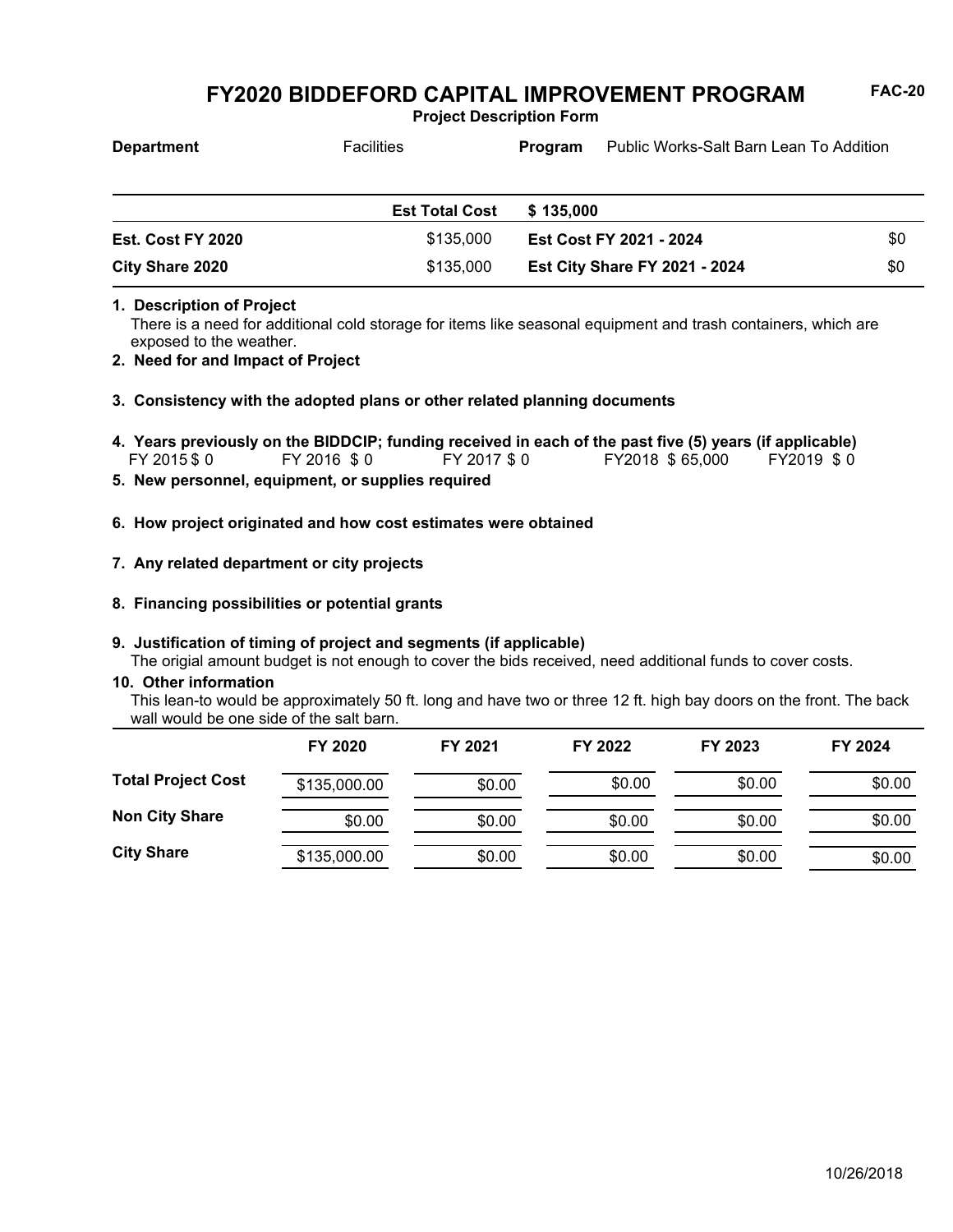# FY2020 BIDDEFORD CAPITAL IMPROVEMENT PROGRAM

FAC-20

**Project Description Form**

| | | | |
|---|---|---|---|
| **Department** | Facilities | **Program** | Public Works-Salt Barn Lean To Addition |

| | | | |
|---|---|---|---|
| | **Est Total Cost** | **$ 135,000** | |
| **Est. Cost FY 2020** | $135,000 | **Est Cost FY 2021 - 2024** | $0 |
| **City Share 2020** | $135,000 | **Est City Share FY 2021 - 2024** | $0 |

**1. Description of Project**

There is a need for additional cold storage for items like seasonal equipment and trash containers, which are exposed to the weather.

**2. Need for and Impact of Project**

**3. Consistency with the adopted plans or other related planning documents**

**4. Years previously on the BIDDCIP; funding received in each of the past five (5) years (if applicable)**

FY 2015 $ 0 FY 2016 $ 0 FY 2017 $ 0 FY2018 $ 65,000 FY2019 $ 0

**5. New personnel, equipment, or supplies required**

**6. How project originated and how cost estimates were obtained**

**7. Any related department or city projects**

**8. Financing possibilities or potential grants**

**9. Justification of timing of project and segments (if applicable)**

The origial amount budget is not enough to cover the bids received, need additional funds to cover costs.

**10. Other information**

This lean-to would be approximately 50 ft. long and have two or three 12 ft. high bay doors on the front. The back wall would be one side of the salt barn.

| | FY 2020 | FY 2021 | FY 2022 | FY 2023 | FY 2024 |
|---|---|---|---|---|---|
| **Total Project Cost** | $135,000.00 | $0.00 | $0.00 | $0.00 | $0.00 |
| **Non City Share** | $0.00 | $0.00 | $0.00 | $0.00 | $0.00 |
| **City Share** | $135,000.00 | $0.00 | $0.00 | $0.00 | $0.00 |

10/26/2018